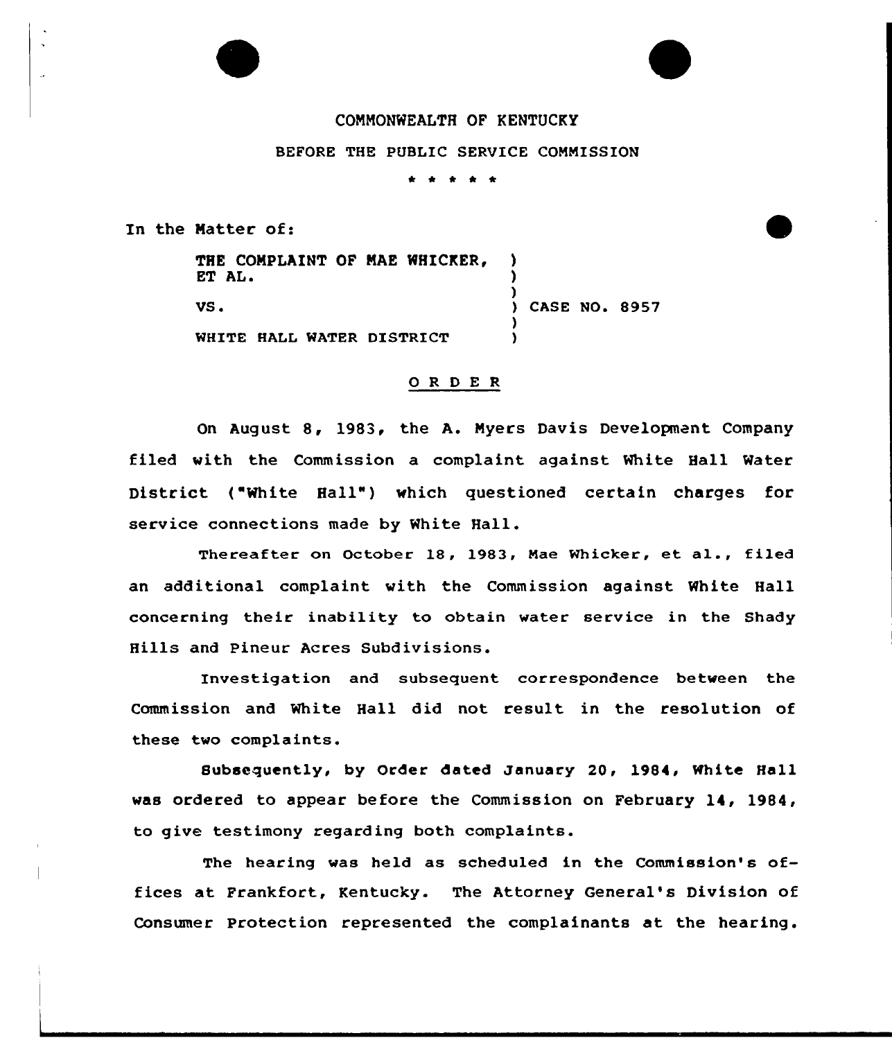COMMONWEALTH OF KENTUCKY

BEFORE THE PUBLIC SERVICE COMMISSION

\* \* \* \* \* \*

In the Matter of:

| | | |
|---|---|---|
| THE COMPLAINT OF MAE WHICKER, ET AL. | ) | |
| | ) | |
| VS. | ) | CASE NO. 8957 |
| | ) | |
| WHITE HALL WATER DISTRICT | ) | |

## O R D E R

On August 8, 1983, the A. Myers Davis Development Company filed with the Commission a complaint against White Hall Water District ("White Hall") which questioned certain charges for service connections made by White Hall.

Thereafter on October 18, 1983, Mae Whicker, et al., filed an additional complaint with the Commission against White Hall concerning their inability to obtain water service in the Shady Hills and Pineur Acres Subdivisions.

Investigation and subsequent correspondence between the Commission and White Hall did not result in the resolution of these two complaints.

Subsequently, by Order dated January 20, 1984, White Hall was ordered to appear before the Commission on February 14, 1984, to give testimony regarding both complaints.

The hearing was held as scheduled in the Commission's offices at Frankfort, Kentucky. The Attorney General's Division of Consumer Protection represented the complainants at the hearing.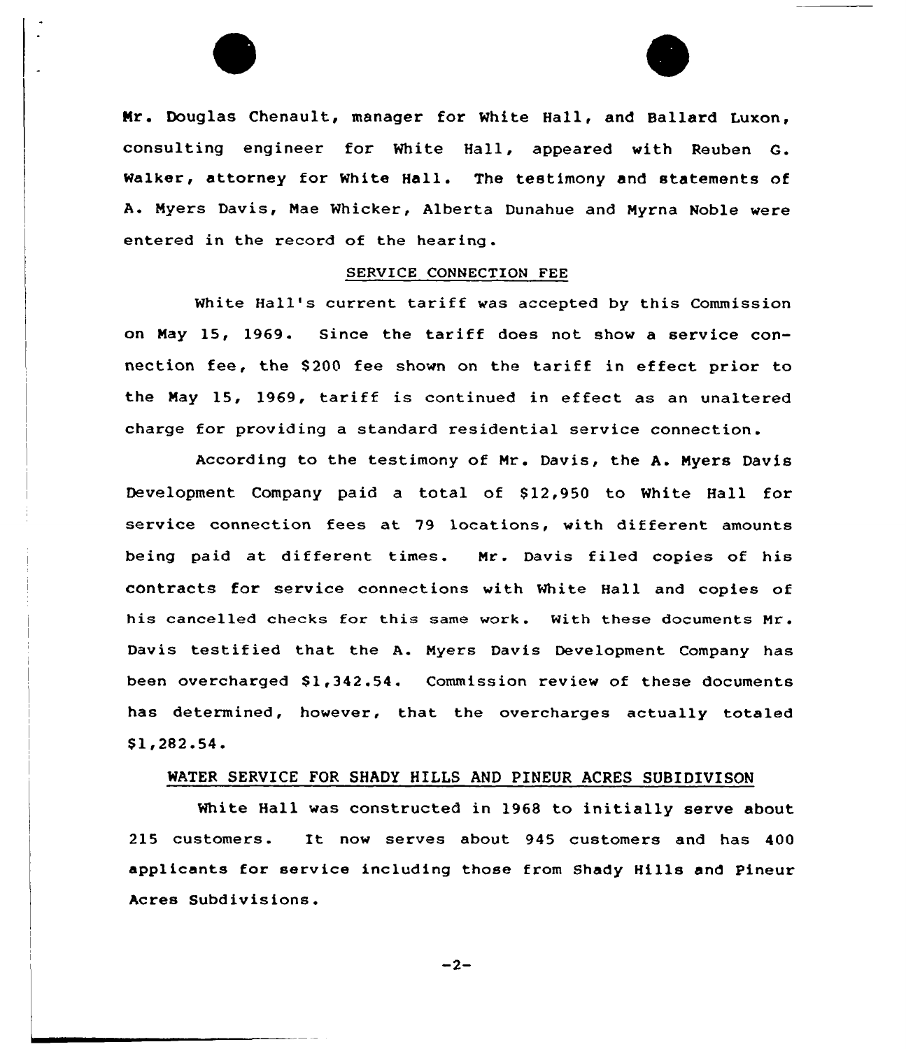Mr. Douglas Chenault, manager for White Hall, and Ballard Luxon, consulting engineer for White Hall, appeared with Reuben G. Walker, attorney for White Hall. The testimony and statements of A. Myers Davis, Mae Whicker, Alberta Dunahue and Myrna Noble were entered in the record of the hearing.

## SERVICE CONNECTION FEE

White Hall's current tariff was accepted by this Commission on May 15, 1969. Since the tariff does not show a service connection fee, the $200 fee shown on the tariff in effect prior to the May 15, 1969, tariff is continued in effect as an unaltered charge for providing a standard residential service connection.

According to the testimony of Mr. Davis, the A. Myers Davis Development Company paid a total of $12,950 to White Hall for service connection fees at 79 locations, with different amounts being paid at different times. Mr. Davis filed copies of his contracts for service connections with White Hall and copies of his cancelled checks for this same work. With these documents Mr. Davis testified that the A. Myers Davis Development Company has been overcharged $1,342.54. Commission review of these documents has determined, however, that the overcharges actually totaled $1,282.54.

## WATER SERVICE FOR SHADY HILLS AND PINEUR ACRES SUBIDIVISON

White Hall was constructed in 1968 to initially serve about 215 customers. It now serves about 945 customers and has 400 applicants for service including those from Shady Hills and Pineur Acres Subdivisions.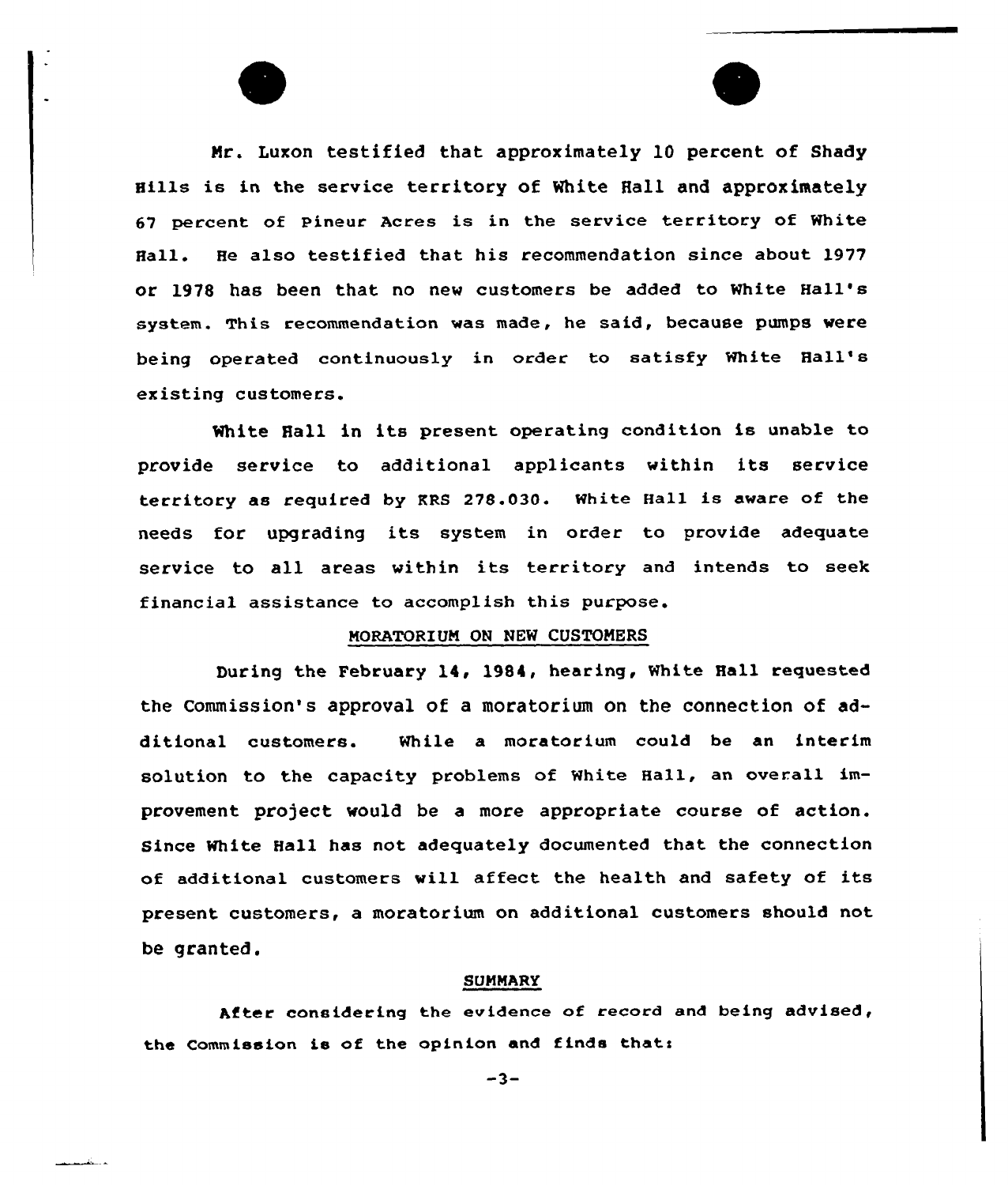Mr. Luxon testified that approximately 10 percent of Shady Hills is in the service territory of White Hall and approximately 67 percent of Pineur Acres is in the service territory of White Hall. He also testified that his recommendation since about 1977 or 1978 has been that no new customers be added to White Hall's system. This recommendation was made, he said, because pumps were being operated continuously in order to satisfy White Hall's existing customers.

White Hall in its present operating condition is unable to provide service to additional applicants within its service territory as required by KRS 278.030. White Hall is aware of the needs for upgrading its system in order to provide adequate service to all areas within its territory and intends to seek financial assistance to accomplish this purpose.

## MORATORIUM ON NEW CUSTOMERS

During the February 14, 1984, hearing, White Hall requested the Commission's approval of a moratorium on the connection of additional customers. While a moratorium could be an interim solution to the capacity problems of White Hall, an overall improvement project would be a more appropriate course of action. Since White Hall has not adequately documented that the connection of additional customers will affect the health and safety of its present customers, a moratorium on additional customers should not be granted.

## SUMMARY

After considering the evidence of record and being advised, the Commission is of the opinion and finds that: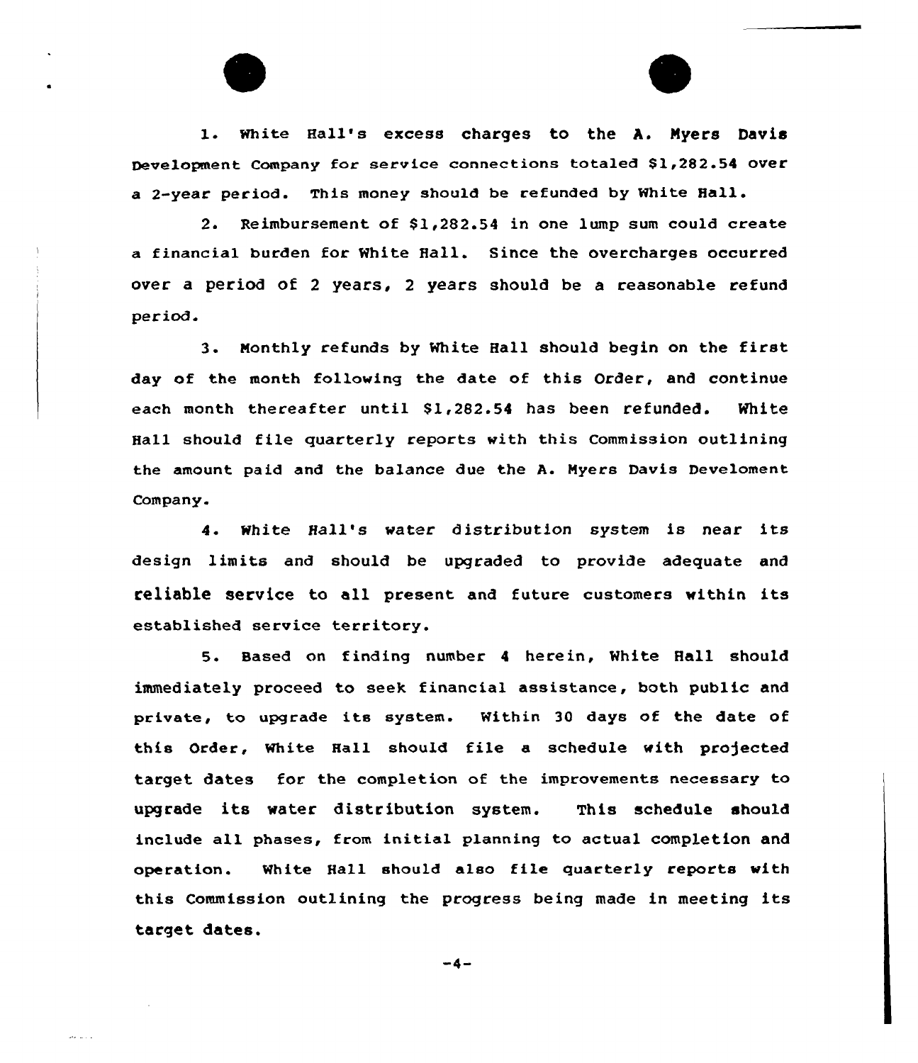1. White Hall's excess charges to the A. Myers Davis Development Company for service connections totaled $1,282.54 over a 2-year period. This money should be refunded by White Hall.

2. Reimbursement of $1,282.54 in one lump sum could create a financial burden for White Hall. Since the overcharges occurred over a period of 2 years, 2 years should be a reasonable refund period.

3. Monthly refunds by White Hall should begin on the first day of the month following the date of this Order, and continue each month thereafter until $1,282.54 has been refunded. White Hall should file quarterly reports with this Commission outlining the amount paid and the balance due the A. Myers Davis Develoment Company.

4. White Hall's water distribution system is near its design limits and should be upgraded to provide adequate and reliable service to all present and future customers within its established service territory.

5. Based on finding number 4 herein, White Hall should immediately proceed to seek financial assistance, both public and private, to upgrade its system. Within 30 days of the date of this Order, White Hall should file a schedule with projected target dates for the completion of the improvements necessary to upgrade its water distribution system. This schedule should include all phases, from initial planning to actual completion and operation. White Hall should also file quarterly reports with this Commission outlining the progress being made in meeting its target dates.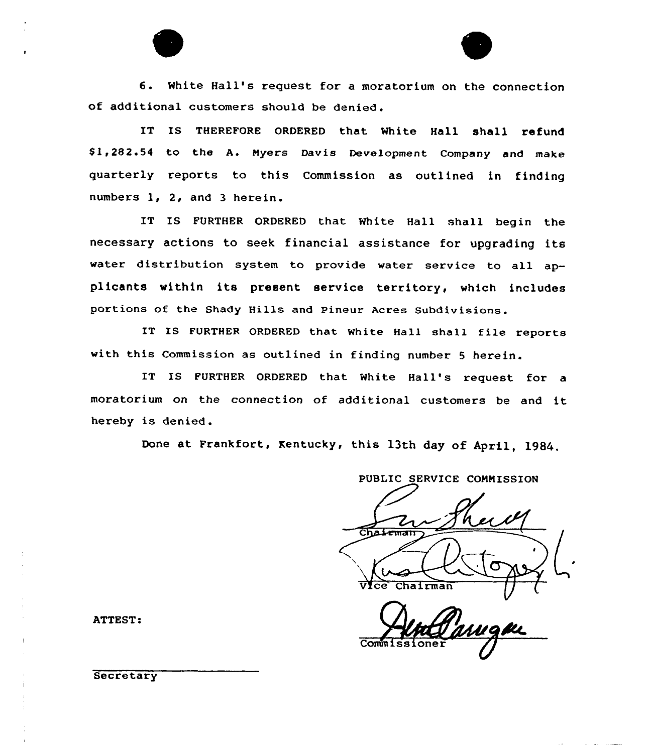6. White Hall's request for a moratorium on the connection of additional customers should be denied.

IT IS THEREFORE ORDERED that White Hall shall refund $1,282.54 to the A. Myers Davis Development Company and make quarterly reports to this Commission as outlined in finding numbers 1, 2, and 3 herein.

IT IS FURTHER ORDERED that White Hall shall begin the necessary actions to seek financial assistance for upgrading its water distribution system to provide water service to all applicants within its present service territory, which includes portions of the Shady Hills and Pineur Acres Subdivisions.

IT IS FURTHER ORDERED that White Hall shall file reports with this Commission as outlined in finding number 5 herein.

IT IS FURTHER ORDERED that White Hall's request for a moratorium on the connection of additional customers be and it hereby is denied.

Done at Frankfort, Kentucky, this 13th day of April, 1984.

PUBLIC SERVICE COMMISSION

Chairman

Vice Chairman

Commissioner

ATTEST:

Secretary